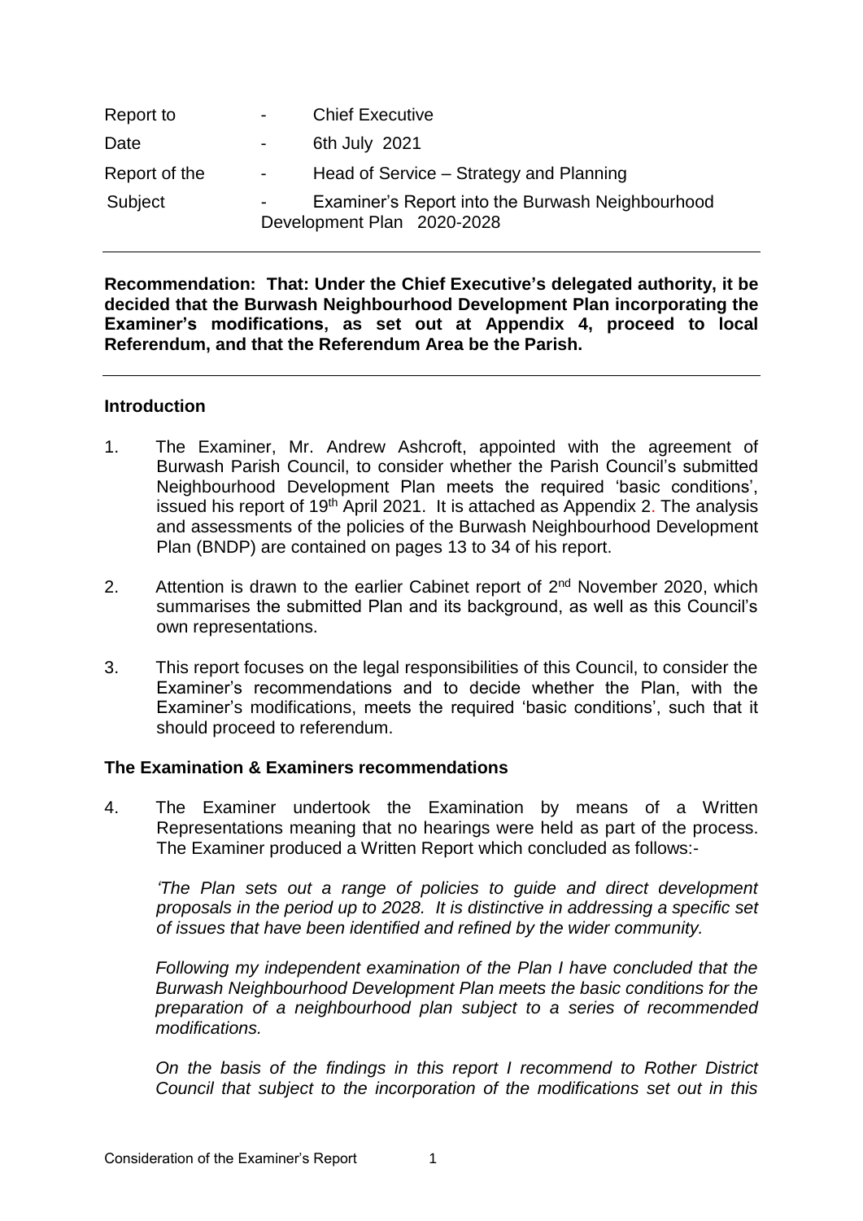| | | |
|---|---|---|
| Report to | - | Chief Executive |
| Date | - | 6th July 2021 |
| Report of the | - | Head of Service – Strategy and Planning |
| Subject | - | Examiner's Report into the Burwash Neighbourhood Development Plan 2020-2028 |

---

**Recommendation: That: Under the Chief Executive's delegated authority, it be decided that the Burwash Neighbourhood Development Plan incorporating the Examiner's modifications, as set out at Appendix 4, proceed to local Referendum, and that the Referendum Area be the Parish.**

---

## Introduction

1. The Examiner, Mr. Andrew Ashcroft, appointed with the agreement of Burwash Parish Council, to consider whether the Parish Council's submitted Neighbourhood Development Plan meets the required 'basic conditions', issued his report of 19th April 2021. It is attached as Appendix 2. The analysis and assessments of the policies of the Burwash Neighbourhood Development Plan (BNDP) are contained on pages 13 to 34 of his report.

2. Attention is drawn to the earlier Cabinet report of 2nd November 2020, which summarises the submitted Plan and its background, as well as this Council's own representations.

3. This report focuses on the legal responsibilities of this Council, to consider the Examiner's recommendations and to decide whether the Plan, with the Examiner's modifications, meets the required 'basic conditions', such that it should proceed to referendum.

## The Examination & Examiners recommendations

4. The Examiner undertook the Examination by means of a Written Representations meaning that no hearings were held as part of the process. The Examiner produced a Written Report which concluded as follows:-

   *'The Plan sets out a range of policies to guide and direct development proposals in the period up to 2028. It is distinctive in addressing a specific set of issues that have been identified and refined by the wider community.*

   *Following my independent examination of the Plan I have concluded that the Burwash Neighbourhood Development Plan meets the basic conditions for the preparation of a neighbourhood plan subject to a series of recommended modifications.*

   *On the basis of the findings in this report I recommend to Rother District Council that subject to the incorporation of the modifications set out in this*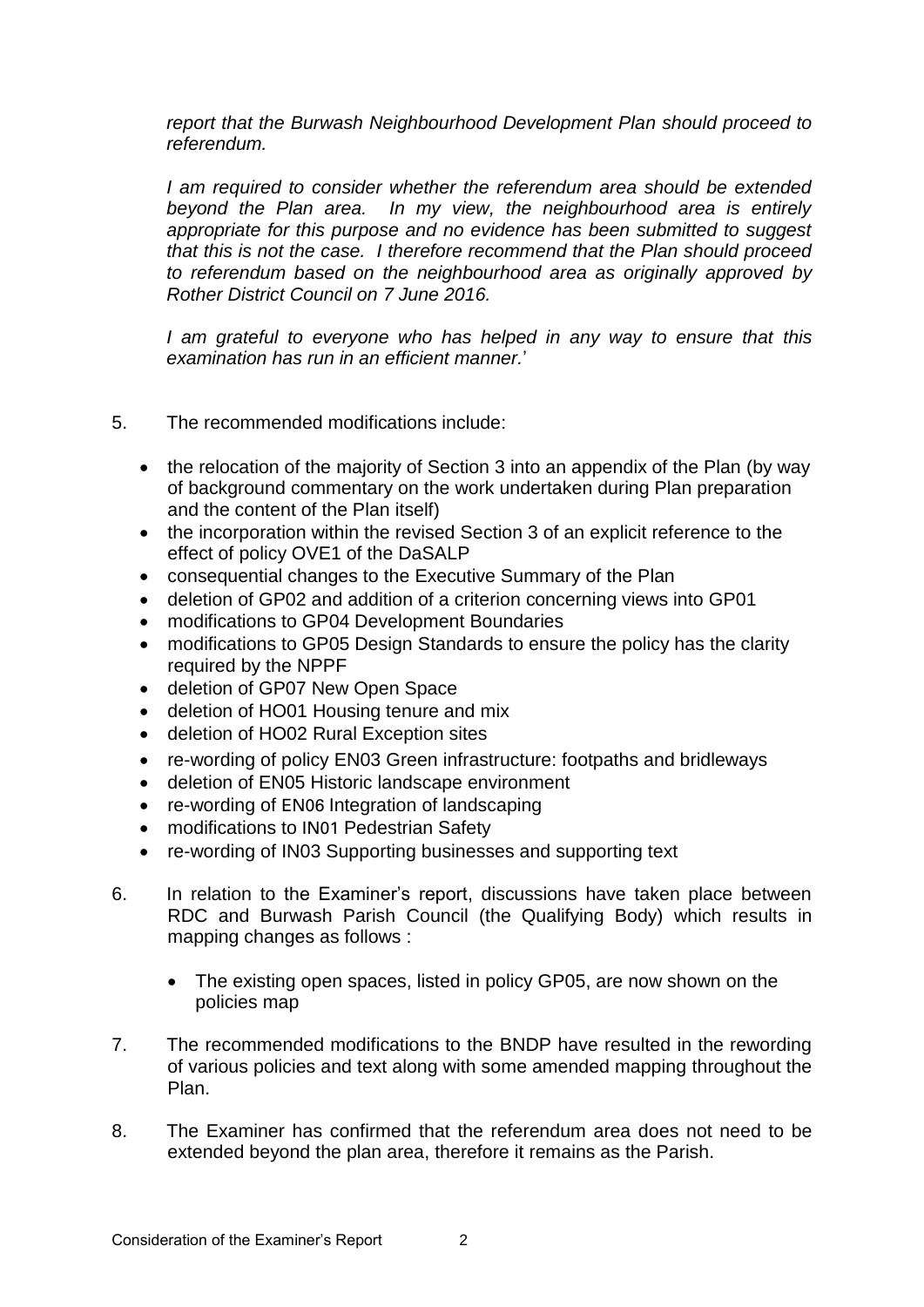*report that the Burwash Neighbourhood Development Plan should proceed to referendum.*

*I am required to consider whether the referendum area should be extended beyond the Plan area. In my view, the neighbourhood area is entirely appropriate for this purpose and no evidence has been submitted to suggest that this is not the case. I therefore recommend that the Plan should proceed to referendum based on the neighbourhood area as originally approved by Rother District Council on 7 June 2016.*

*I am grateful to everyone who has helped in any way to ensure that this examination has run in an efficient manner.*'

5. The recommended modifications include:

   - the relocation of the majority of Section 3 into an appendix of the Plan (by way of background commentary on the work undertaken during Plan preparation and the content of the Plan itself)
   - the incorporation within the revised Section 3 of an explicit reference to the effect of policy OVE1 of the DaSALP
   - consequential changes to the Executive Summary of the Plan
   - deletion of GP02 and addition of a criterion concerning views into GP01
   - modifications to GP04 Development Boundaries
   - modifications to GP05 Design Standards to ensure the policy has the clarity required by the NPPF
   - deletion of GP07 New Open Space
   - deletion of HO01 Housing tenure and mix
   - deletion of HO02 Rural Exception sites
   - re-wording of policy EN03 Green infrastructure: footpaths and bridleways
   - deletion of EN05 Historic landscape environment
   - re-wording of EN06 Integration of landscaping
   - modifications to IN01 Pedestrian Safety
   - re-wording of IN03 Supporting businesses and supporting text

6. In relation to the Examiner's report, discussions have taken place between RDC and Burwash Parish Council (the Qualifying Body) which results in mapping changes as follows :

   - The existing open spaces, listed in policy GP05, are now shown on the policies map

7. The recommended modifications to the BNDP have resulted in the rewording of various policies and text along with some amended mapping throughout the Plan.

8. The Examiner has confirmed that the referendum area does not need to be extended beyond the plan area, therefore it remains as the Parish.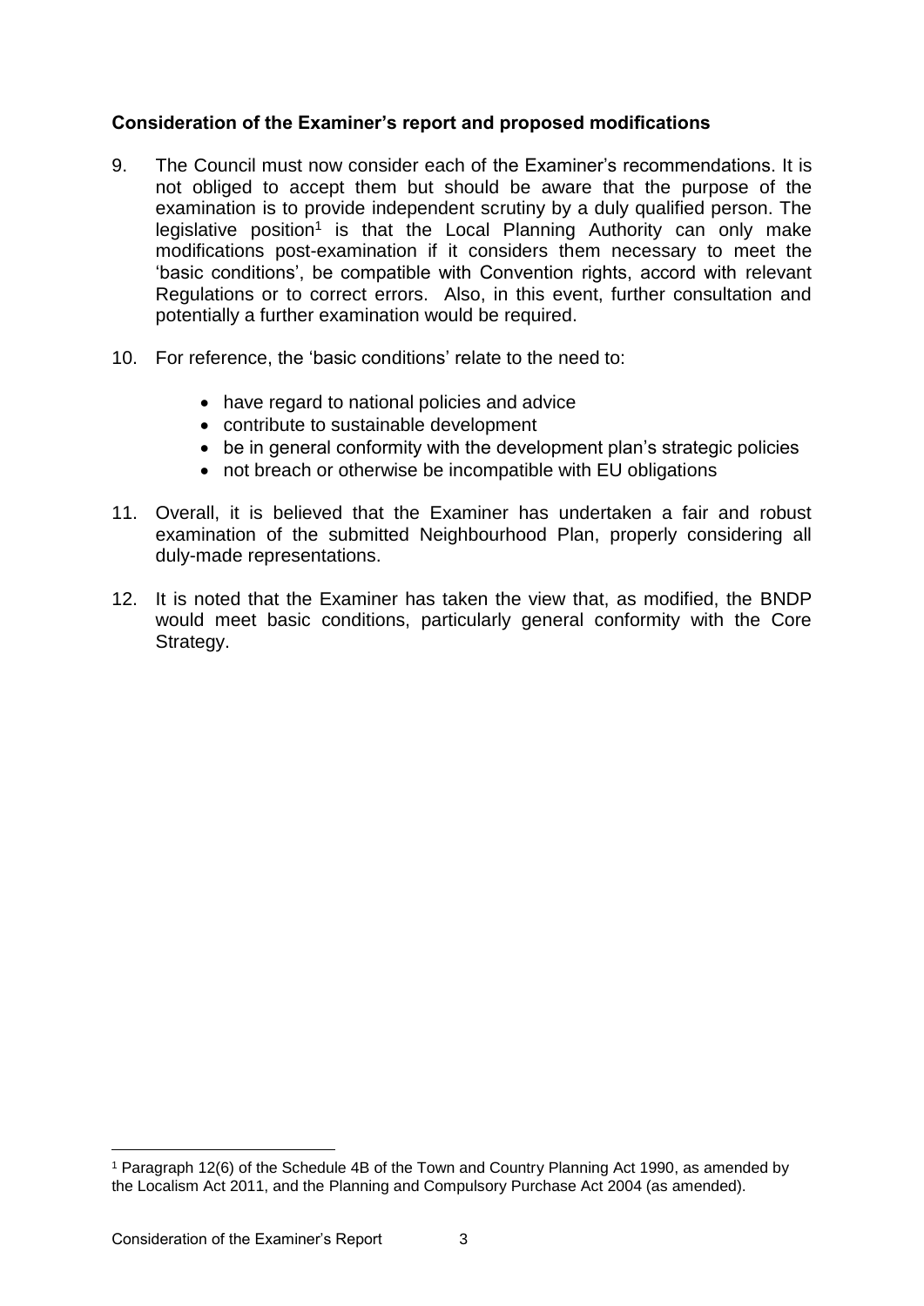### Consideration of the Examiner's report and proposed modifications

9. The Council must now consider each of the Examiner's recommendations. It is not obliged to accept them but should be aware that the purpose of the examination is to provide independent scrutiny by a duly qualified person. The legislative position[1] is that the Local Planning Authority can only make modifications post-examination if it considers them necessary to meet the 'basic conditions', be compatible with Convention rights, accord with relevant Regulations or to correct errors. Also, in this event, further consultation and potentially a further examination would be required.

10. For reference, the 'basic conditions' relate to the need to:

    - have regard to national policies and advice
    - contribute to sustainable development
    - be in general conformity with the development plan's strategic policies
    - not breach or otherwise be incompatible with EU obligations

11. Overall, it is believed that the Examiner has undertaken a fair and robust examination of the submitted Neighbourhood Plan, properly considering all duly-made representations.

12. It is noted that the Examiner has taken the view that, as modified, the BNDP would meet basic conditions, particularly general conformity with the Core Strategy.

---

[1] Paragraph 12(6) of the Schedule 4B of the Town and Country Planning Act 1990, as amended by the Localism Act 2011, and the Planning and Compulsory Purchase Act 2004 (as amended).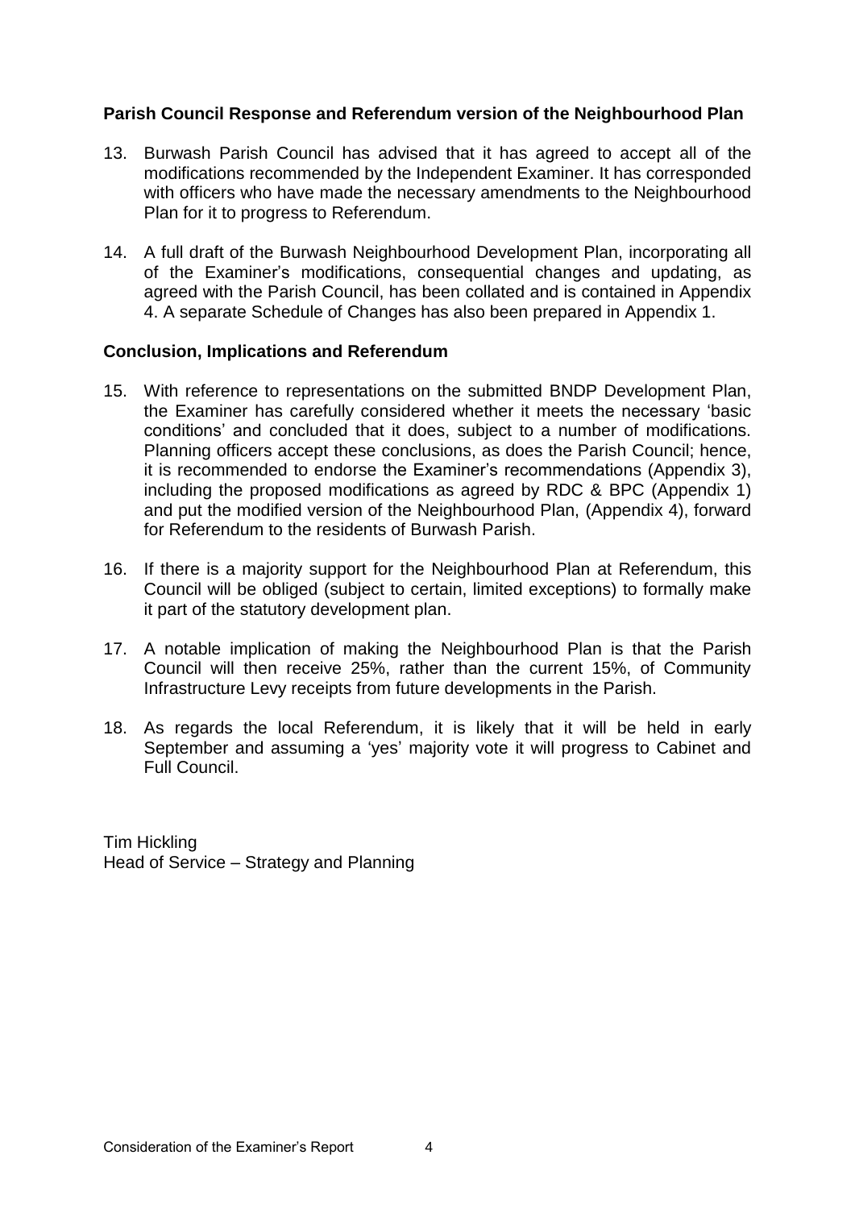**Parish Council Response and Referendum version of the Neighbourhood Plan**

13. Burwash Parish Council has advised that it has agreed to accept all of the modifications recommended by the Independent Examiner. It has corresponded with officers who have made the necessary amendments to the Neighbourhood Plan for it to progress to Referendum.

14. A full draft of the Burwash Neighbourhood Development Plan, incorporating all of the Examiner's modifications, consequential changes and updating, as agreed with the Parish Council, has been collated and is contained in Appendix 4. A separate Schedule of Changes has also been prepared in Appendix 1.

**Conclusion, Implications and Referendum**

15. With reference to representations on the submitted BNDP Development Plan, the Examiner has carefully considered whether it meets the necessary 'basic conditions' and concluded that it does, subject to a number of modifications. Planning officers accept these conclusions, as does the Parish Council; hence, it is recommended to endorse the Examiner's recommendations (Appendix 3), including the proposed modifications as agreed by RDC & BPC (Appendix 1) and put the modified version of the Neighbourhood Plan, (Appendix 4), forward for Referendum to the residents of Burwash Parish.

16. If there is a majority support for the Neighbourhood Plan at Referendum, this Council will be obliged (subject to certain, limited exceptions) to formally make it part of the statutory development plan.

17. A notable implication of making the Neighbourhood Plan is that the Parish Council will then receive 25%, rather than the current 15%, of Community Infrastructure Levy receipts from future developments in the Parish.

18. As regards the local Referendum, it is likely that it will be held in early September and assuming a 'yes' majority vote it will progress to Cabinet and Full Council.

Tim Hickling
Head of Service – Strategy and Planning